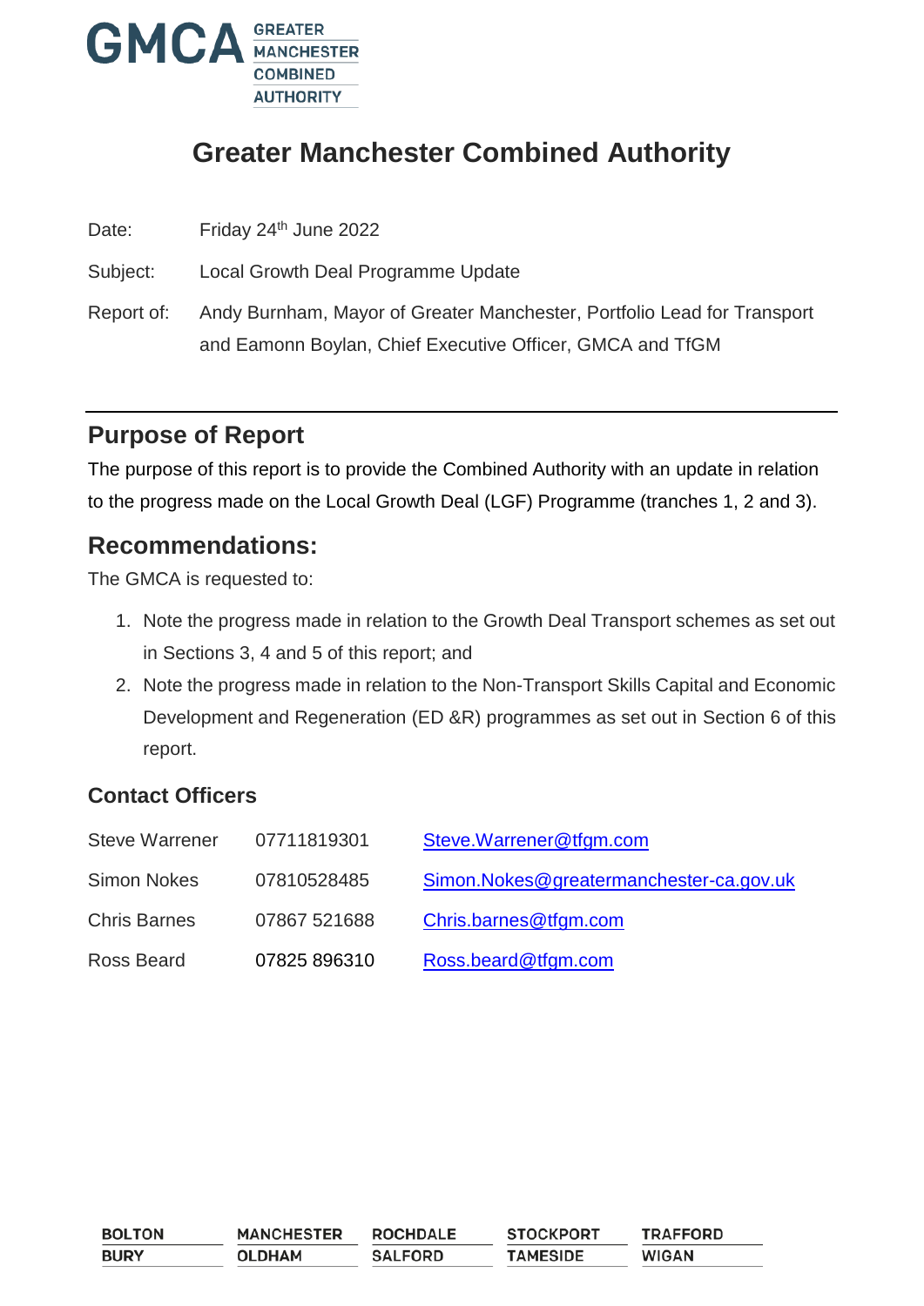# Greater Manchester Combined Authority

Date: Friday 24th June 2022

Subject: Local Growth Deal Programme Update

Report of: Andy Burnham, Mayor of Greater Manchester, Portfolio Lead for Transport and Eamonn Boylan, Chief Executive Officer, GMCA and TfGM

## Purpose of Report

The purpose of this report is to provide the Combined Authority with an update in relation to the progress made on the Local Growth Deal (LGF) Programme (tranches 1, 2 and 3).

## Recommendations:

The GMCA is requested to:

1. Note the progress made in relation to the Growth Deal Transport schemes as set out in Sections 3, 4 and 5 of this report; and
2. Note the progress made in relation to the Non-Transport Skills Capital and Economic Development and Regeneration (ED &R) programmes as set out in Section 6 of this report.

### Contact Officers

| | | |
|---|---|---|
| Steve Warrener | 07711819301 | Steve.Warrener@tfgm.com |
| Simon Nokes | 07810528485 | Simon.Nokes@greatermanchester-ca.gov.uk |
| Chris Barnes | 07867 521688 | Chris.barnes@tfgm.com |
| Ross Beard | 07825 896310 | Ross.beard@tfgm.com |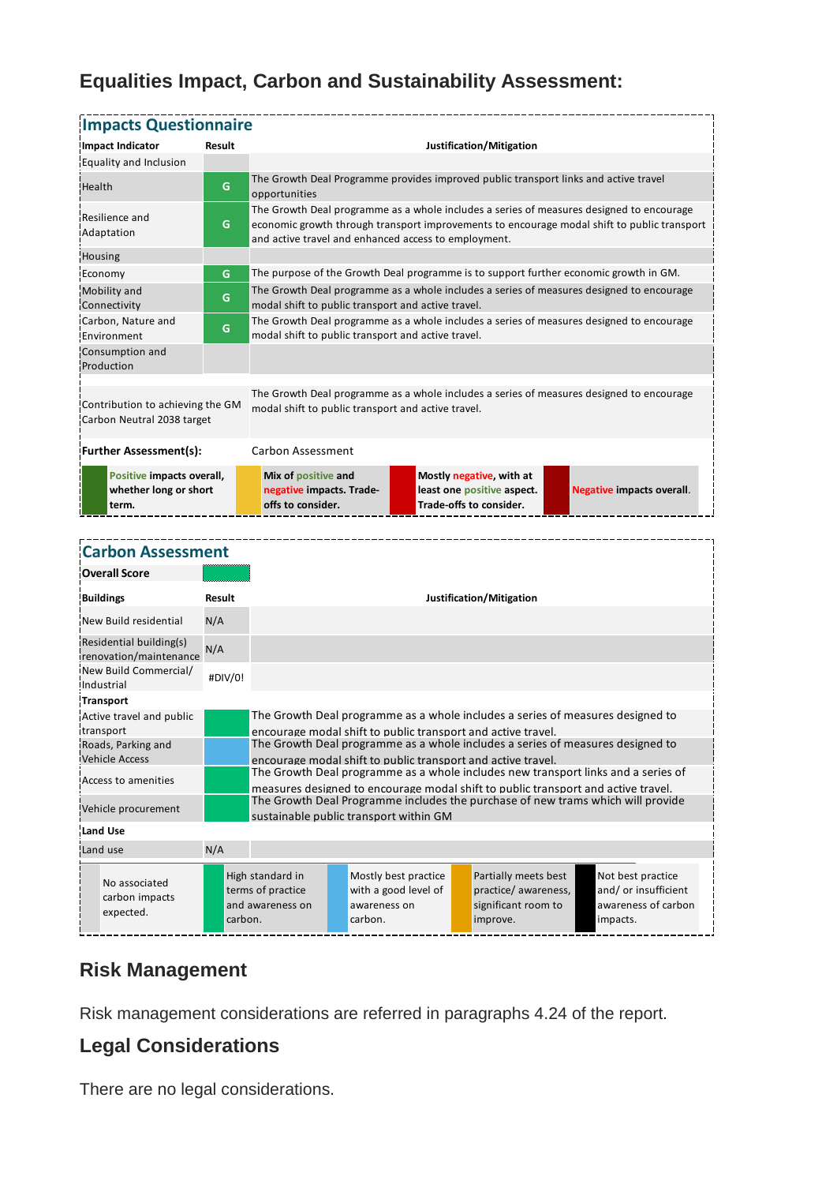## Equalities Impact, Carbon and Sustainability Assessment:

### Impacts Questionnaire

| Impact Indicator | Result | Justification/Mitigation |
|---|---|---|
| Equality and Inclusion | | |
| Health | G | The Growth Deal Programme provides improved public transport links and active travel opportunities |
| Resilience and Adaptation | G | The Growth Deal programme as a whole includes a series of measures designed to encourage economic growth through transport improvements to encourage modal shift to public transport and active travel and enhanced access to employment. |
| Housing | | |
| Economy | G | The purpose of the Growth Deal programme is to support further economic growth in GM. |
| Mobility and Connectivity | G | The Growth Deal programme as a whole includes a series of measures designed to encourage modal shift to public transport and active travel. |
| Carbon, Nature and Environment | G | The Growth Deal programme as a whole includes a series of measures designed to encourage modal shift to public transport and active travel. |
| Consumption and Production | | |
| Contribution to achieving the GM Carbon Neutral 2038 target | | The Growth Deal programme as a whole includes a series of measures designed to encourage modal shift to public transport and active travel. |
| **Further Assessment(s):** | | Carbon Assessment |

| Key | |
|---|---|
| Positive impacts overall, whether long or short term. | Mix of positive and negative impacts. Trade-offs to consider. |
| Mostly negative, with at least one positive aspect. Trade-offs to consider. | Negative impacts overall. |

### Carbon Assessment

**Overall Score**

| Buildings | Result | Justification/Mitigation |
|---|---|---|
| New Build residential | N/A | |
| Residential building(s) renovation/maintenance | N/A | |
| New Build Commercial/ Industrial | #DIV/0! | |
| **Transport** | | |
| Active travel and public transport | | The Growth Deal programme as a whole includes a series of measures designed to encourage modal shift to public transport and active travel. |
| Roads, Parking and Vehicle Access | | The Growth Deal programme as a whole includes a series of measures designed to encourage modal shift to public transport and active travel. |
| Access to amenities | | The Growth Deal programme as a whole includes new transport links and a series of measures designed to encourage modal shift to public transport and active travel. |
| Vehicle procurement | | The Growth Deal Programme includes the purchase of new trams which will provide sustainable public transport within GM |
| **Land Use** | | |
| Land use | N/A | |

| Key | | | | |
|---|---|---|---|---|
| No associated carbon impacts expected. | High standard in terms of practice and awareness on carbon. | Mostly best practice with a good level of awareness on carbon. | Partially meets best practice/ awareness, significant room to improve. | Not best practice and/ or insufficient awareness of carbon impacts. |

## Risk Management

Risk management considerations are referred in paragraphs 4.24 of the report.

## Legal Considerations

There are no legal considerations.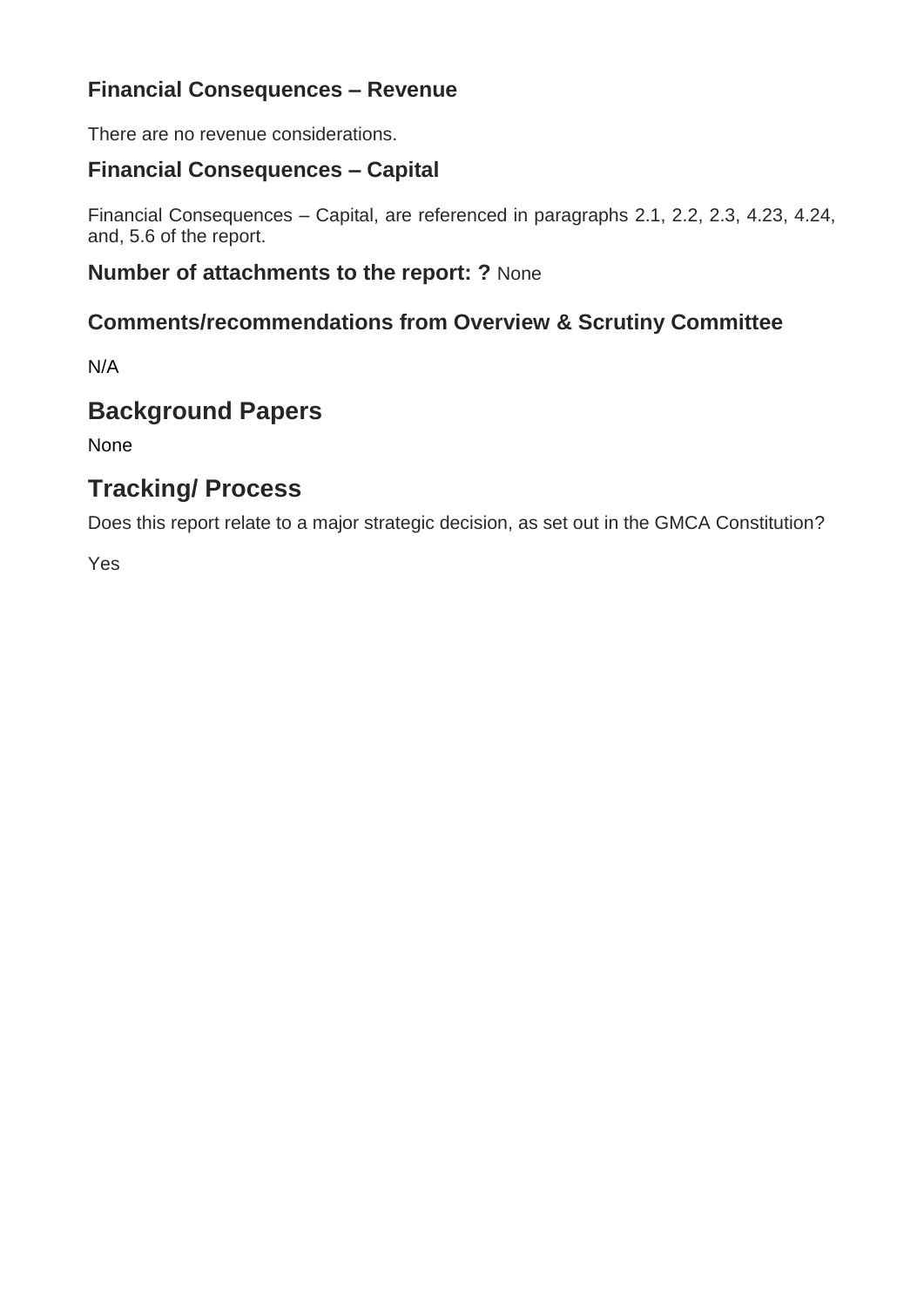### Financial Consequences – Revenue

There are no revenue considerations.

### Financial Consequences – Capital

Financial Consequences – Capital, are referenced in paragraphs 2.1, 2.2, 2.3, 4.23, 4.24, and, 5.6 of the report.

### Number of attachments to the report: ? None

### Comments/recommendations from Overview & Scrutiny Committee

N/A

## Background Papers

None

## Tracking/ Process

Does this report relate to a major strategic decision, as set out in the GMCA Constitution?

Yes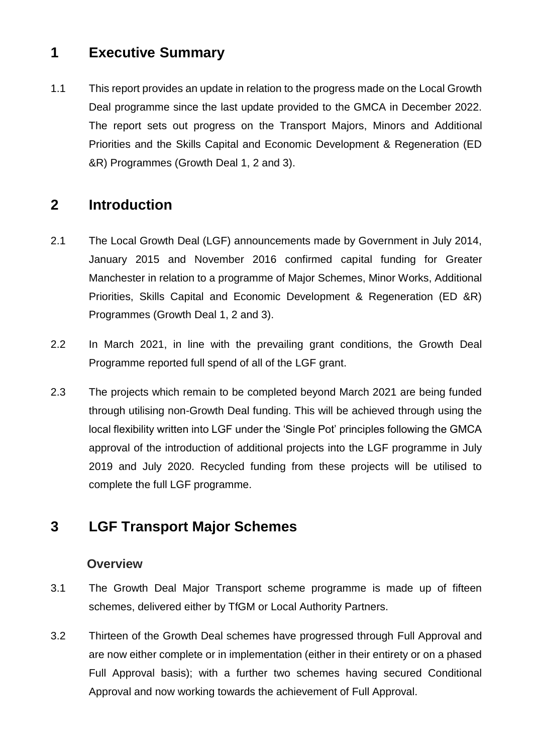# 1 Executive Summary

1.1 This report provides an update in relation to the progress made on the Local Growth Deal programme since the last update provided to the GMCA in December 2022. The report sets out progress on the Transport Majors, Minors and Additional Priorities and the Skills Capital and Economic Development & Regeneration (ED &R) Programmes (Growth Deal 1, 2 and 3).

# 2 Introduction

2.1 The Local Growth Deal (LGF) announcements made by Government in July 2014, January 2015 and November 2016 confirmed capital funding for Greater Manchester in relation to a programme of Major Schemes, Minor Works, Additional Priorities, Skills Capital and Economic Development & Regeneration (ED &R) Programmes (Growth Deal 1, 2 and 3).

2.2 In March 2021, in line with the prevailing grant conditions, the Growth Deal Programme reported full spend of all of the LGF grant.

2.3 The projects which remain to be completed beyond March 2021 are being funded through utilising non-Growth Deal funding. This will be achieved through using the local flexibility written into LGF under the 'Single Pot' principles following the GMCA approval of the introduction of additional projects into the LGF programme in July 2019 and July 2020. Recycled funding from these projects will be utilised to complete the full LGF programme.

# 3 LGF Transport Major Schemes

## Overview

3.1 The Growth Deal Major Transport scheme programme is made up of fifteen schemes, delivered either by TfGM or Local Authority Partners.

3.2 Thirteen of the Growth Deal schemes have progressed through Full Approval and are now either complete or in implementation (either in their entirety or on a phased Full Approval basis); with a further two schemes having secured Conditional Approval and now working towards the achievement of Full Approval.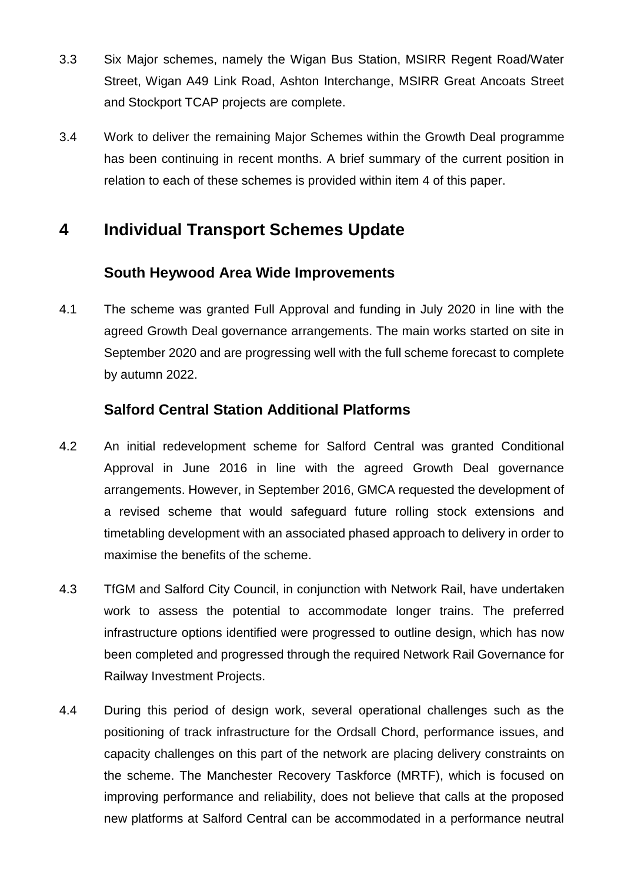3.3 Six Major schemes, namely the Wigan Bus Station, MSIRR Regent Road/Water Street, Wigan A49 Link Road, Ashton Interchange, MSIRR Great Ancoats Street and Stockport TCAP projects are complete.

3.4 Work to deliver the remaining Major Schemes within the Growth Deal programme has been continuing in recent months. A brief summary of the current position in relation to each of these schemes is provided within item 4 of this paper.

## 4 Individual Transport Schemes Update

### South Heywood Area Wide Improvements

4.1 The scheme was granted Full Approval and funding in July 2020 in line with the agreed Growth Deal governance arrangements. The main works started on site in September 2020 and are progressing well with the full scheme forecast to complete by autumn 2022.

### Salford Central Station Additional Platforms

4.2 An initial redevelopment scheme for Salford Central was granted Conditional Approval in June 2016 in line with the agreed Growth Deal governance arrangements. However, in September 2016, GMCA requested the development of a revised scheme that would safeguard future rolling stock extensions and timetabling development with an associated phased approach to delivery in order to maximise the benefits of the scheme.

4.3 TfGM and Salford City Council, in conjunction with Network Rail, have undertaken work to assess the potential to accommodate longer trains. The preferred infrastructure options identified were progressed to outline design, which has now been completed and progressed through the required Network Rail Governance for Railway Investment Projects.

4.4 During this period of design work, several operational challenges such as the positioning of track infrastructure for the Ordsall Chord, performance issues, and capacity challenges on this part of the network are placing delivery constraints on the scheme. The Manchester Recovery Taskforce (MRTF), which is focused on improving performance and reliability, does not believe that calls at the proposed new platforms at Salford Central can be accommodated in a performance neutral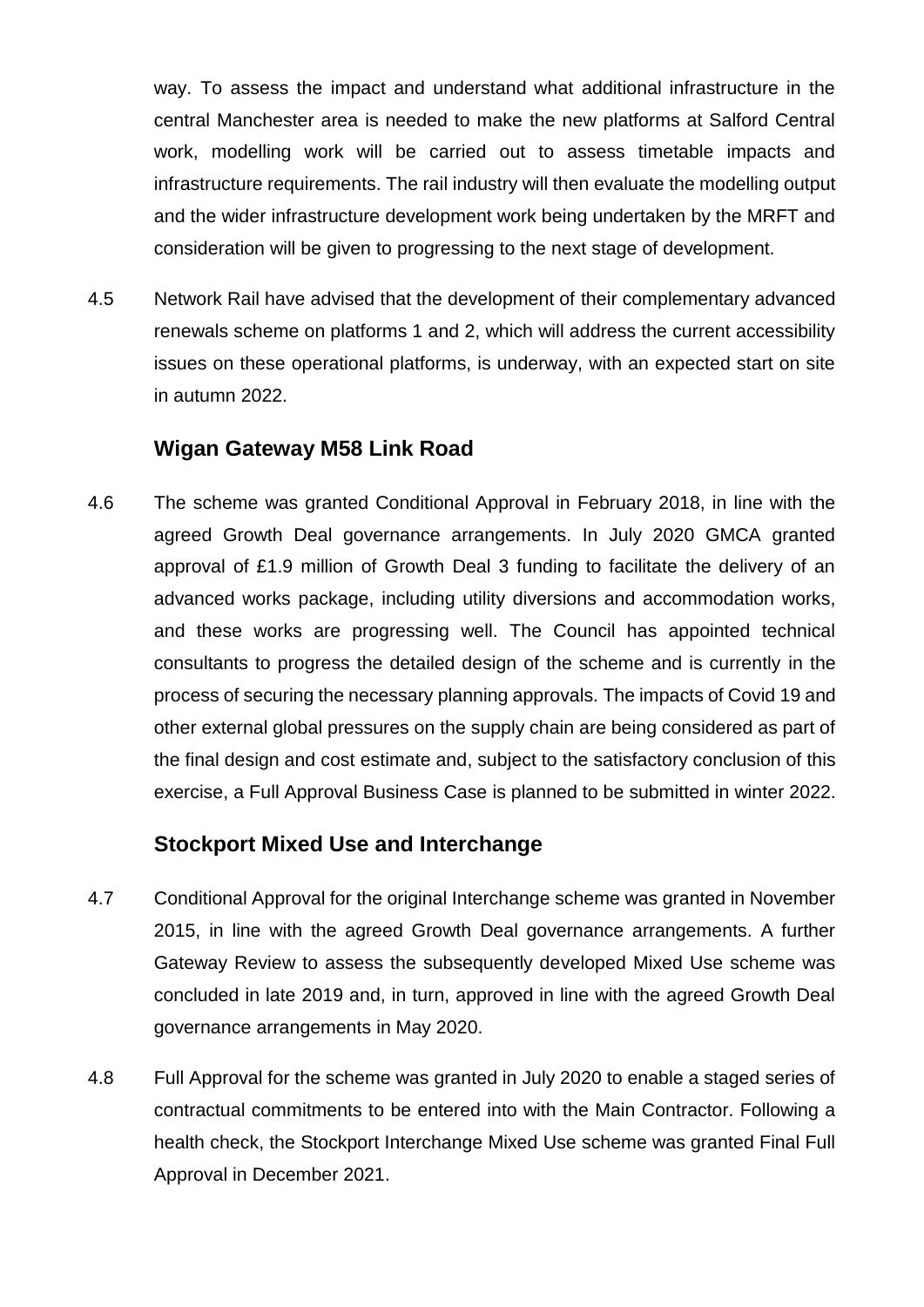way. To assess the impact and understand what additional infrastructure in the central Manchester area is needed to make the new platforms at Salford Central work, modelling work will be carried out to assess timetable impacts and infrastructure requirements. The rail industry will then evaluate the modelling output and the wider infrastructure development work being undertaken by the MRFT and consideration will be given to progressing to the next stage of development.

4.5 Network Rail have advised that the development of their complementary advanced renewals scheme on platforms 1 and 2, which will address the current accessibility issues on these operational platforms, is underway, with an expected start on site in autumn 2022.

### Wigan Gateway M58 Link Road

4.6 The scheme was granted Conditional Approval in February 2018, in line with the agreed Growth Deal governance arrangements. In July 2020 GMCA granted approval of £1.9 million of Growth Deal 3 funding to facilitate the delivery of an advanced works package, including utility diversions and accommodation works, and these works are progressing well. The Council has appointed technical consultants to progress the detailed design of the scheme and is currently in the process of securing the necessary planning approvals. The impacts of Covid 19 and other external global pressures on the supply chain are being considered as part of the final design and cost estimate and, subject to the satisfactory conclusion of this exercise, a Full Approval Business Case is planned to be submitted in winter 2022.

### Stockport Mixed Use and Interchange

4.7 Conditional Approval for the original Interchange scheme was granted in November 2015, in line with the agreed Growth Deal governance arrangements. A further Gateway Review to assess the subsequently developed Mixed Use scheme was concluded in late 2019 and, in turn, approved in line with the agreed Growth Deal governance arrangements in May 2020.

4.8 Full Approval for the scheme was granted in July 2020 to enable a staged series of contractual commitments to be entered into with the Main Contractor. Following a health check, the Stockport Interchange Mixed Use scheme was granted Final Full Approval in December 2021.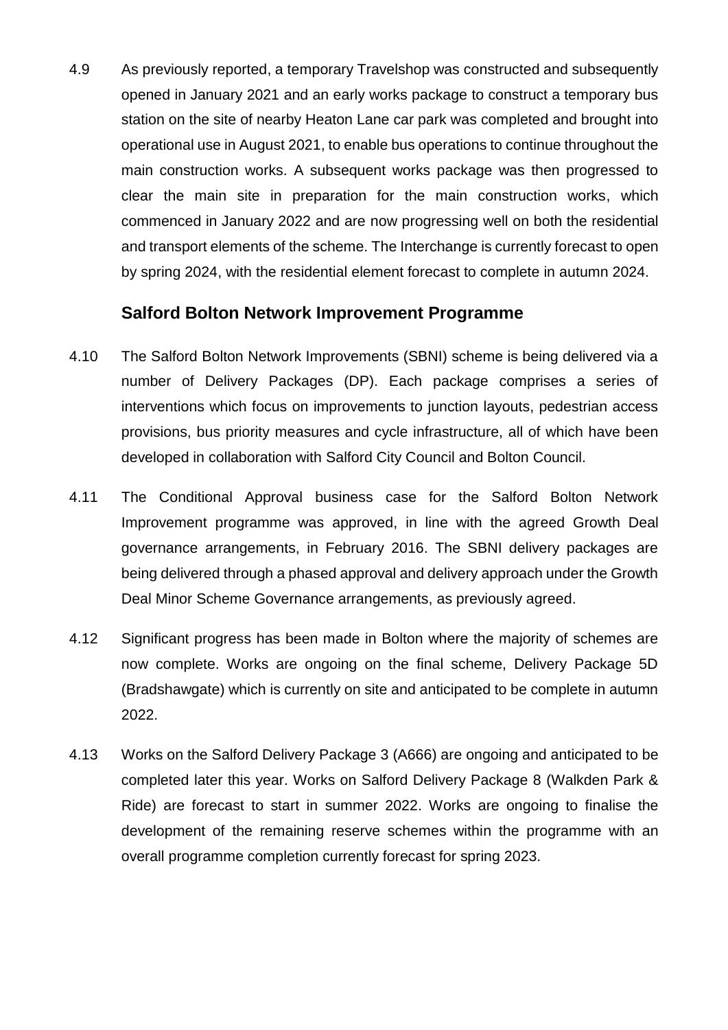4.9 As previously reported, a temporary Travelshop was constructed and subsequently opened in January 2021 and an early works package to construct a temporary bus station on the site of nearby Heaton Lane car park was completed and brought into operational use in August 2021, to enable bus operations to continue throughout the main construction works. A subsequent works package was then progressed to clear the main site in preparation for the main construction works, which commenced in January 2022 and are now progressing well on both the residential and transport elements of the scheme. The Interchange is currently forecast to open by spring 2024, with the residential element forecast to complete in autumn 2024.

## Salford Bolton Network Improvement Programme

4.10 The Salford Bolton Network Improvements (SBNI) scheme is being delivered via a number of Delivery Packages (DP). Each package comprises a series of interventions which focus on improvements to junction layouts, pedestrian access provisions, bus priority measures and cycle infrastructure, all of which have been developed in collaboration with Salford City Council and Bolton Council.

4.11 The Conditional Approval business case for the Salford Bolton Network Improvement programme was approved, in line with the agreed Growth Deal governance arrangements, in February 2016. The SBNI delivery packages are being delivered through a phased approval and delivery approach under the Growth Deal Minor Scheme Governance arrangements, as previously agreed.

4.12 Significant progress has been made in Bolton where the majority of schemes are now complete. Works are ongoing on the final scheme, Delivery Package 5D (Bradshawgate) which is currently on site and anticipated to be complete in autumn 2022.

4.13 Works on the Salford Delivery Package 3 (A666) are ongoing and anticipated to be completed later this year. Works on Salford Delivery Package 8 (Walkden Park & Ride) are forecast to start in summer 2022. Works are ongoing to finalise the development of the remaining reserve schemes within the programme with an overall programme completion currently forecast for spring 2023.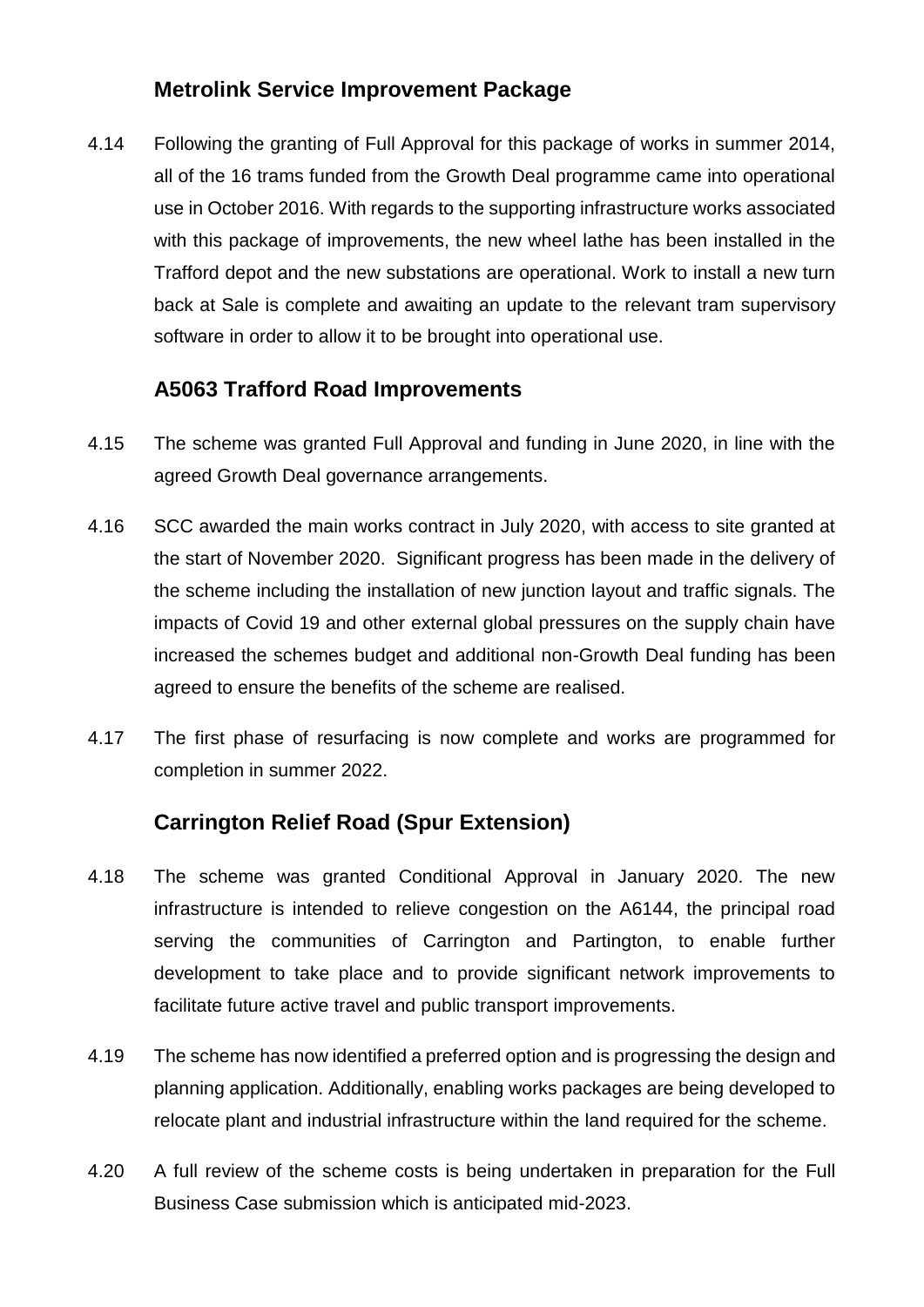### Metrolink Service Improvement Package

4.14 Following the granting of Full Approval for this package of works in summer 2014, all of the 16 trams funded from the Growth Deal programme came into operational use in October 2016. With regards to the supporting infrastructure works associated with this package of improvements, the new wheel lathe has been installed in the Trafford depot and the new substations are operational. Work to install a new turn back at Sale is complete and awaiting an update to the relevant tram supervisory software in order to allow it to be brought into operational use.

### A5063 Trafford Road Improvements

4.15 The scheme was granted Full Approval and funding in June 2020, in line with the agreed Growth Deal governance arrangements.

4.16 SCC awarded the main works contract in July 2020, with access to site granted at the start of November 2020. Significant progress has been made in the delivery of the scheme including the installation of new junction layout and traffic signals. The impacts of Covid 19 and other external global pressures on the supply chain have increased the schemes budget and additional non-Growth Deal funding has been agreed to ensure the benefits of the scheme are realised.

4.17 The first phase of resurfacing is now complete and works are programmed for completion in summer 2022.

### Carrington Relief Road (Spur Extension)

4.18 The scheme was granted Conditional Approval in January 2020. The new infrastructure is intended to relieve congestion on the A6144, the principal road serving the communities of Carrington and Partington, to enable further development to take place and to provide significant network improvements to facilitate future active travel and public transport improvements.

4.19 The scheme has now identified a preferred option and is progressing the design and planning application. Additionally, enabling works packages are being developed to relocate plant and industrial infrastructure within the land required for the scheme.

4.20 A full review of the scheme costs is being undertaken in preparation for the Full Business Case submission which is anticipated mid-2023.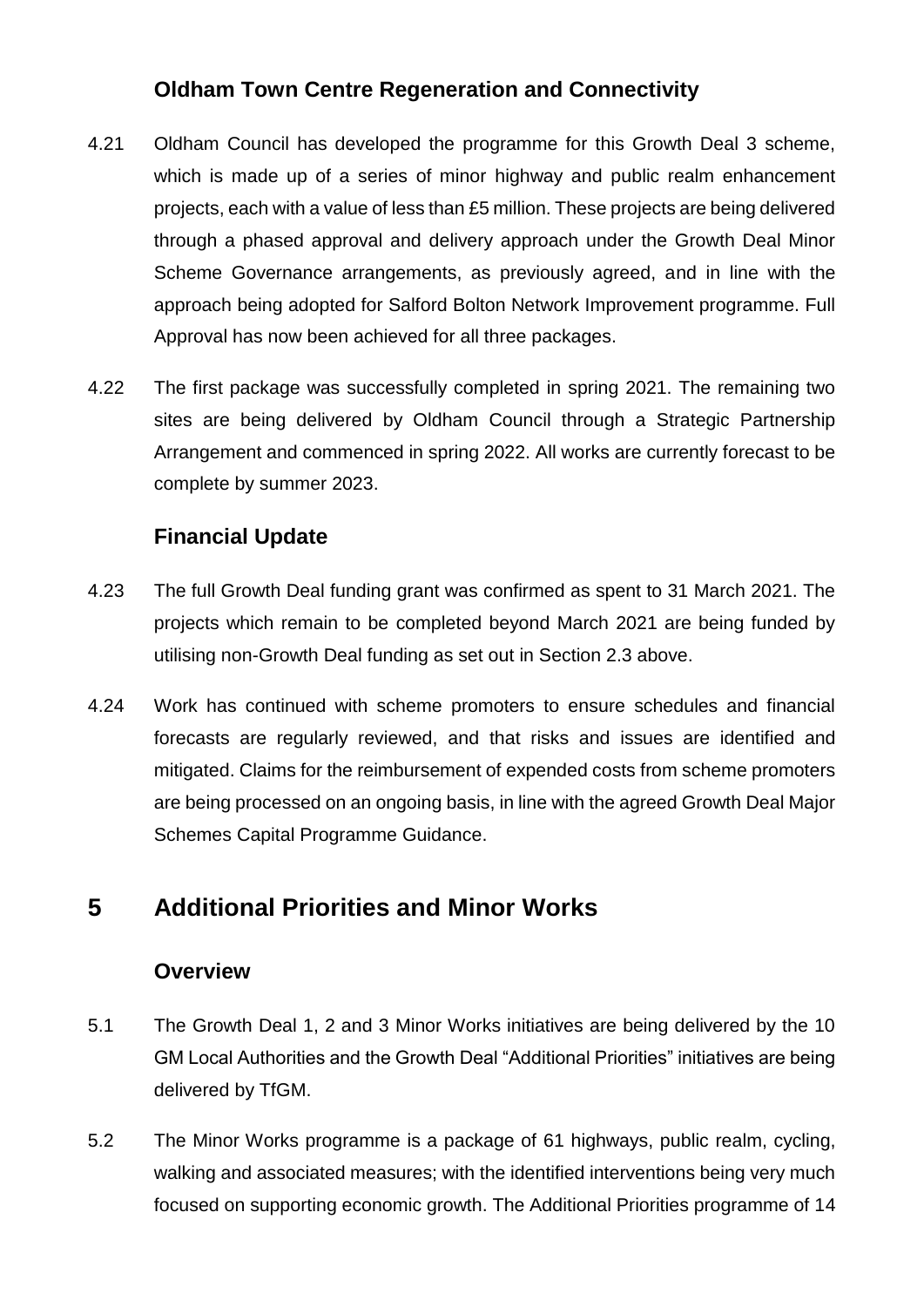### Oldham Town Centre Regeneration and Connectivity

4.21 Oldham Council has developed the programme for this Growth Deal 3 scheme, which is made up of a series of minor highway and public realm enhancement projects, each with a value of less than £5 million. These projects are being delivered through a phased approval and delivery approach under the Growth Deal Minor Scheme Governance arrangements, as previously agreed, and in line with the approach being adopted for Salford Bolton Network Improvement programme. Full Approval has now been achieved for all three packages.

4.22 The first package was successfully completed in spring 2021. The remaining two sites are being delivered by Oldham Council through a Strategic Partnership Arrangement and commenced in spring 2022. All works are currently forecast to be complete by summer 2023.

### Financial Update

4.23 The full Growth Deal funding grant was confirmed as spent to 31 March 2021. The projects which remain to be completed beyond March 2021 are being funded by utilising non-Growth Deal funding as set out in Section 2.3 above.

4.24 Work has continued with scheme promoters to ensure schedules and financial forecasts are regularly reviewed, and that risks and issues are identified and mitigated. Claims for the reimbursement of expended costs from scheme promoters are being processed on an ongoing basis, in line with the agreed Growth Deal Major Schemes Capital Programme Guidance.

## 5 Additional Priorities and Minor Works

### Overview

5.1 The Growth Deal 1, 2 and 3 Minor Works initiatives are being delivered by the 10 GM Local Authorities and the Growth Deal "Additional Priorities" initiatives are being delivered by TfGM.

5.2 The Minor Works programme is a package of 61 highways, public realm, cycling, walking and associated measures; with the identified interventions being very much focused on supporting economic growth. The Additional Priorities programme of 14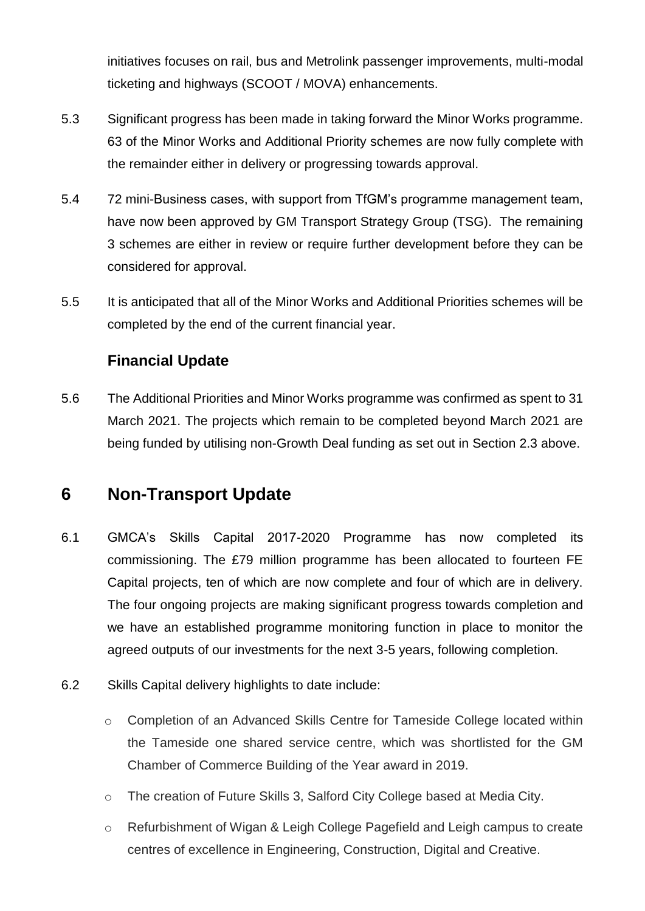initiatives focuses on rail, bus and Metrolink passenger improvements, multi-modal ticketing and highways (SCOOT / MOVA) enhancements.

5.3 Significant progress has been made in taking forward the Minor Works programme. 63 of the Minor Works and Additional Priority schemes are now fully complete with the remainder either in delivery or progressing towards approval.

5.4 72 mini-Business cases, with support from TfGM's programme management team, have now been approved by GM Transport Strategy Group (TSG). The remaining 3 schemes are either in review or require further development before they can be considered for approval.

5.5 It is anticipated that all of the Minor Works and Additional Priorities schemes will be completed by the end of the current financial year.

### Financial Update

5.6 The Additional Priorities and Minor Works programme was confirmed as spent to 31 March 2021. The projects which remain to be completed beyond March 2021 are being funded by utilising non-Growth Deal funding as set out in Section 2.3 above.

## 6 Non-Transport Update

6.1 GMCA's Skills Capital 2017-2020 Programme has now completed its commissioning. The £79 million programme has been allocated to fourteen FE Capital projects, ten of which are now complete and four of which are in delivery. The four ongoing projects are making significant progress towards completion and we have an established programme monitoring function in place to monitor the agreed outputs of our investments for the next 3-5 years, following completion.

6.2 Skills Capital delivery highlights to date include:

- Completion of an Advanced Skills Centre for Tameside College located within the Tameside one shared service centre, which was shortlisted for the GM Chamber of Commerce Building of the Year award in 2019.
- The creation of Future Skills 3, Salford City College based at Media City.
- Refurbishment of Wigan & Leigh College Pagefield and Leigh campus to create centres of excellence in Engineering, Construction, Digital and Creative.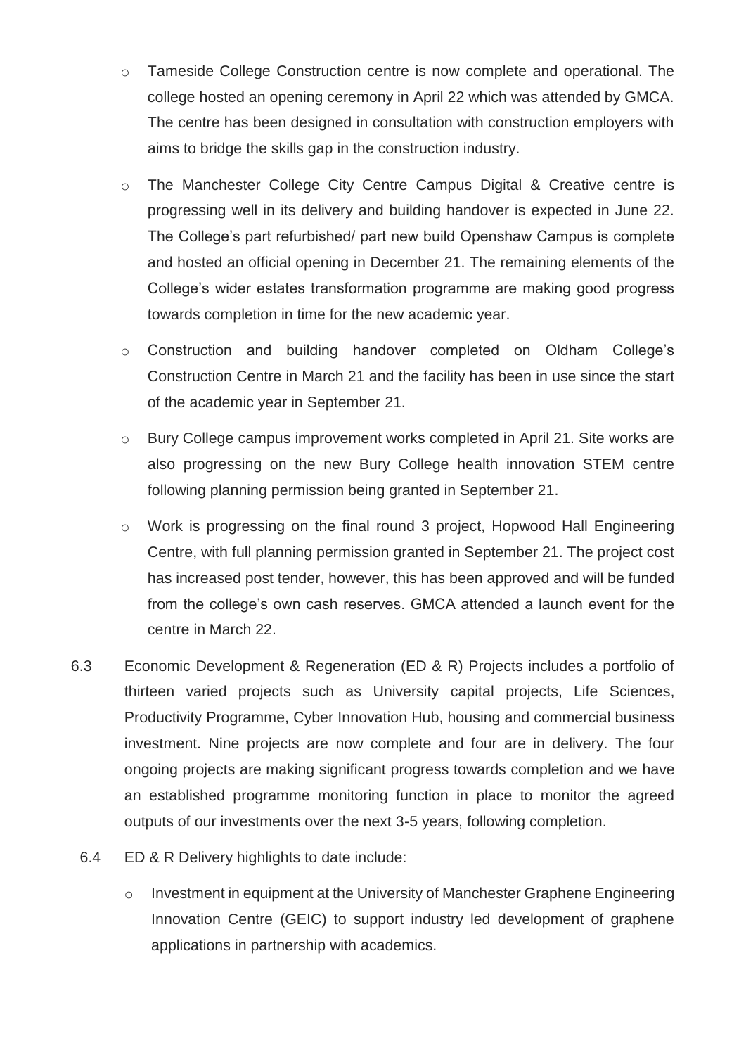- Tameside College Construction centre is now complete and operational. The college hosted an opening ceremony in April 22 which was attended by GMCA. The centre has been designed in consultation with construction employers with aims to bridge the skills gap in the construction industry.
- The Manchester College City Centre Campus Digital & Creative centre is progressing well in its delivery and building handover is expected in June 22. The College's part refurbished/ part new build Openshaw Campus is complete and hosted an official opening in December 21. The remaining elements of the College's wider estates transformation programme are making good progress towards completion in time for the new academic year.
- Construction and building handover completed on Oldham College's Construction Centre in March 21 and the facility has been in use since the start of the academic year in September 21.
- Bury College campus improvement works completed in April 21. Site works are also progressing on the new Bury College health innovation STEM centre following planning permission being granted in September 21.
- Work is progressing on the final round 3 project, Hopwood Hall Engineering Centre, with full planning permission granted in September 21. The project cost has increased post tender, however, this has been approved and will be funded from the college's own cash reserves. GMCA attended a launch event for the centre in March 22.

6.3 Economic Development & Regeneration (ED & R) Projects includes a portfolio of thirteen varied projects such as University capital projects, Life Sciences, Productivity Programme, Cyber Innovation Hub, housing and commercial business investment. Nine projects are now complete and four are in delivery. The four ongoing projects are making significant progress towards completion and we have an established programme monitoring function in place to monitor the agreed outputs of our investments over the next 3-5 years, following completion.

6.4 ED & R Delivery highlights to date include:

- Investment in equipment at the University of Manchester Graphene Engineering Innovation Centre (GEIC) to support industry led development of graphene applications in partnership with academics.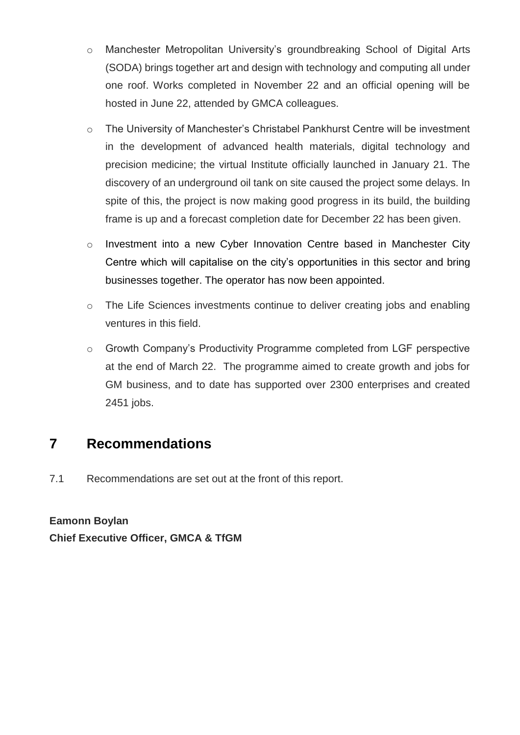- Manchester Metropolitan University's groundbreaking School of Digital Arts (SODA) brings together art and design with technology and computing all under one roof. Works completed in November 22 and an official opening will be hosted in June 22, attended by GMCA colleagues.
- The University of Manchester's Christabel Pankhurst Centre will be investment in the development of advanced health materials, digital technology and precision medicine; the virtual Institute officially launched in January 21. The discovery of an underground oil tank on site caused the project some delays. In spite of this, the project is now making good progress in its build, the building frame is up and a forecast completion date for December 22 has been given.
- Investment into a new Cyber Innovation Centre based in Manchester City Centre which will capitalise on the city's opportunities in this sector and bring businesses together. The operator has now been appointed.
- The Life Sciences investments continue to deliver creating jobs and enabling ventures in this field.
- Growth Company's Productivity Programme completed from LGF perspective at the end of March 22. The programme aimed to create growth and jobs for GM business, and to date has supported over 2300 enterprises and created 2451 jobs.

## 7 Recommendations

7.1 Recommendations are set out at the front of this report.

**Eamonn Boylan**
**Chief Executive Officer, GMCA & TfGM**